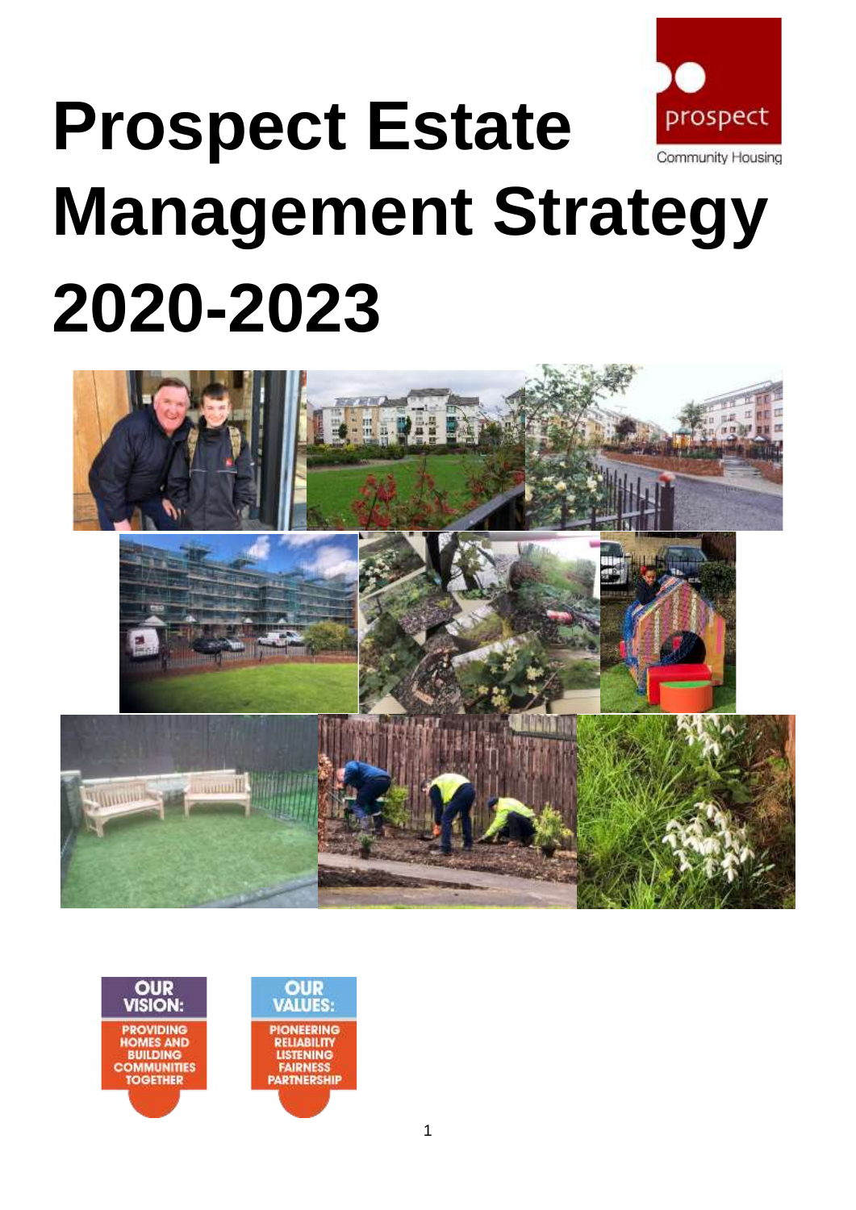# Prospect Estate Management Strategy 2020-2023

prospect

Community Housing

OUR VISION:

PROVIDING HOMES AND BUILDING COMMUNITIES TOGETHER

OUR VALUES:

PIONEERING
RELIABILITY
LISTENING
FAIRNESS
PARTNERSHIP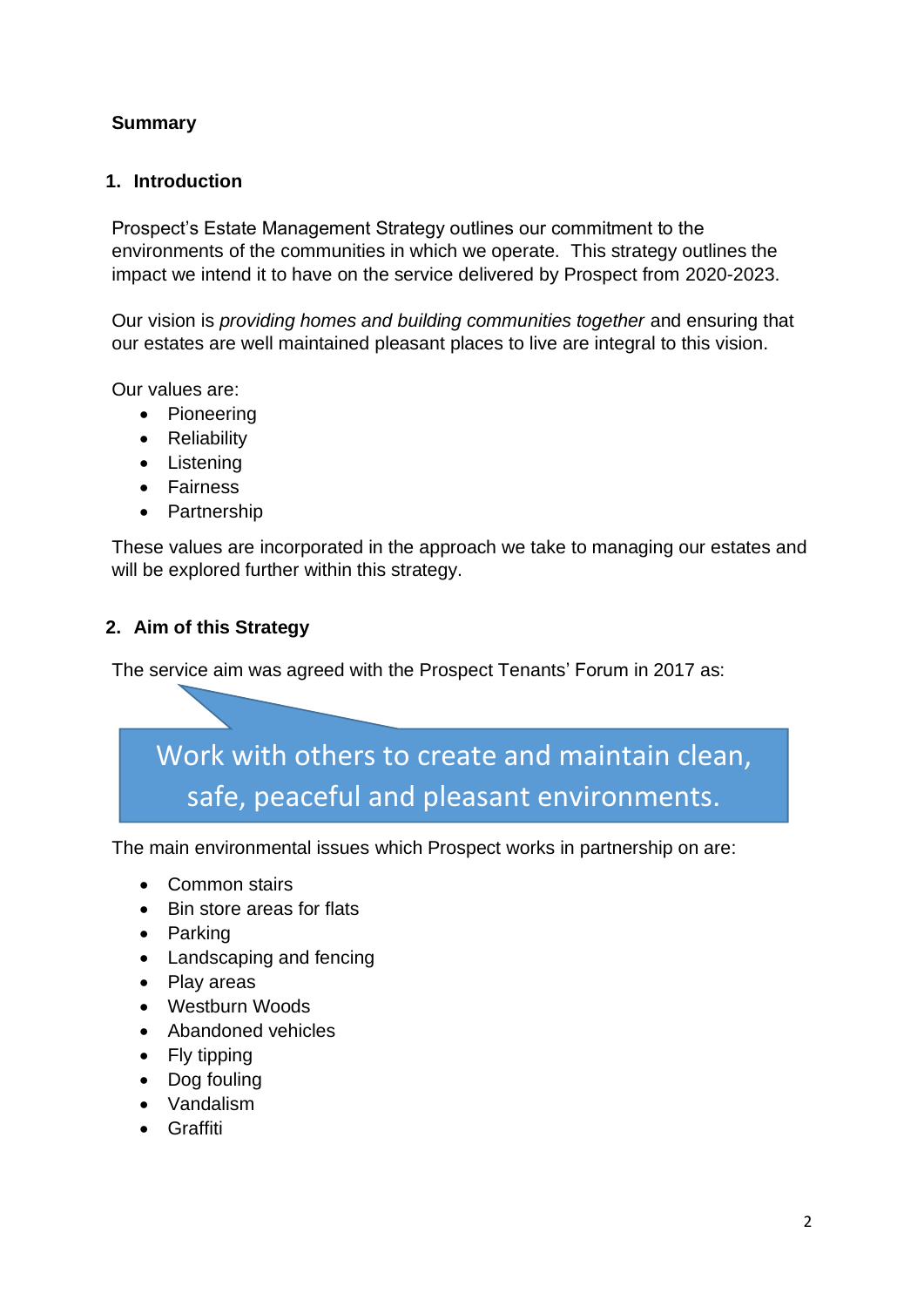**Summary**

## 1. Introduction

Prospect's Estate Management Strategy outlines our commitment to the environments of the communities in which we operate. This strategy outlines the impact we intend it to have on the service delivered by Prospect from 2020-2023.

Our vision is *providing homes and building communities together* and ensuring that our estates are well maintained pleasant places to live are integral to this vision.

Our values are:

- Pioneering
- Reliability
- Listening
- Fairness
- Partnership

These values are incorporated in the approach we take to managing our estates and will be explored further within this strategy.

## 2. Aim of this Strategy

The service aim was agreed with the Prospect Tenants' Forum in 2017 as:

> Work with others to create and maintain clean, safe, peaceful and pleasant environments.

The main environmental issues which Prospect works in partnership on are:

- Common stairs
- Bin store areas for flats
- Parking
- Landscaping and fencing
- Play areas
- Westburn Woods
- Abandoned vehicles
- Fly tipping
- Dog fouling
- Vandalism
- Graffiti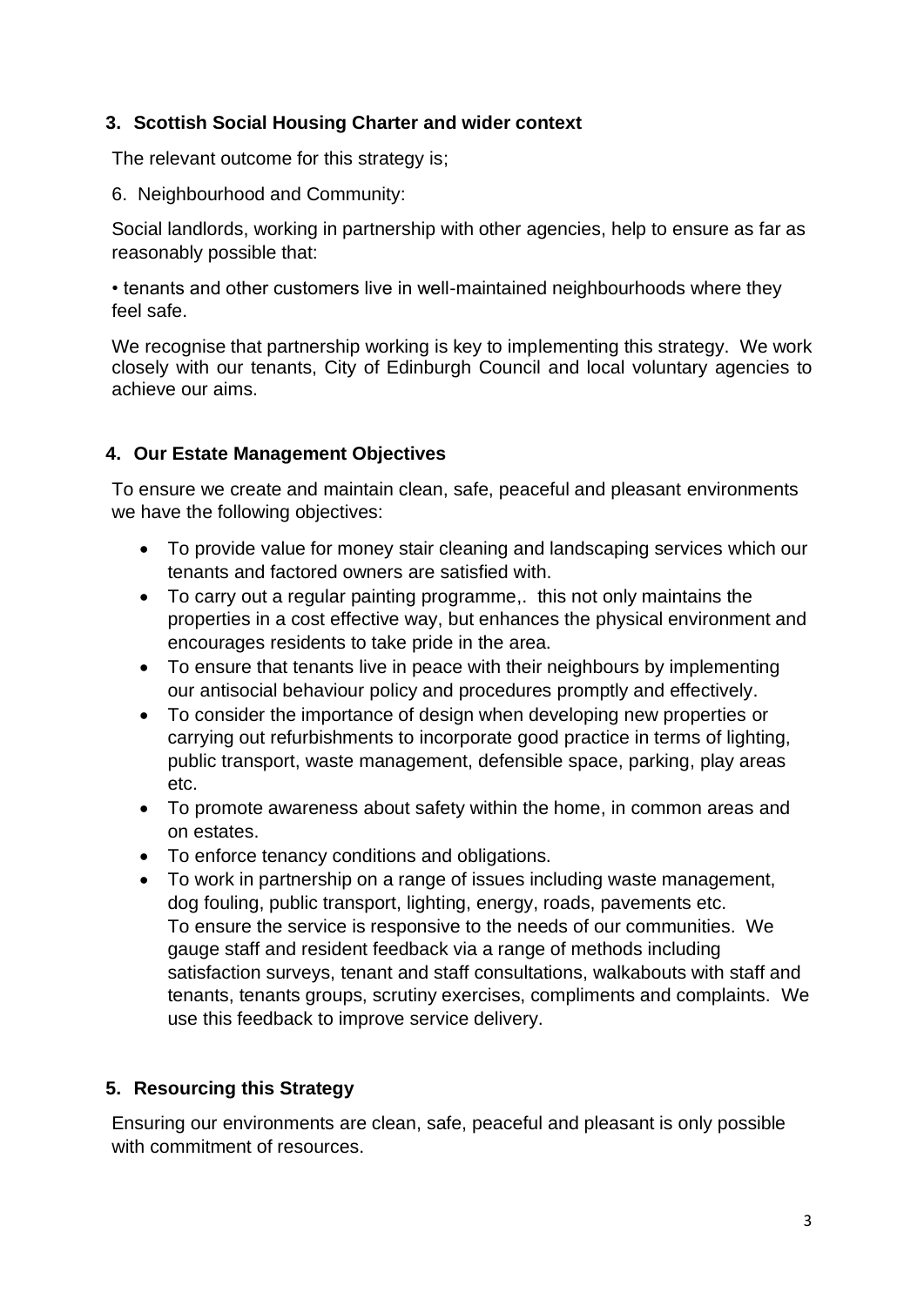## 3. Scottish Social Housing Charter and wider context

The relevant outcome for this strategy is;

6. Neighbourhood and Community:

Social landlords, working in partnership with other agencies, help to ensure as far as reasonably possible that:

• tenants and other customers live in well-maintained neighbourhoods where they feel safe.

We recognise that partnership working is key to implementing this strategy. We work closely with our tenants, City of Edinburgh Council and local voluntary agencies to achieve our aims.

## 4. Our Estate Management Objectives

To ensure we create and maintain clean, safe, peaceful and pleasant environments we have the following objectives:

- To provide value for money stair cleaning and landscaping services which our tenants and factored owners are satisfied with.
- To carry out a regular painting programme,. this not only maintains the properties in a cost effective way, but enhances the physical environment and encourages residents to take pride in the area.
- To ensure that tenants live in peace with their neighbours by implementing our antisocial behaviour policy and procedures promptly and effectively.
- To consider the importance of design when developing new properties or carrying out refurbishments to incorporate good practice in terms of lighting, public transport, waste management, defensible space, parking, play areas etc.
- To promote awareness about safety within the home, in common areas and on estates.
- To enforce tenancy conditions and obligations.
- To work in partnership on a range of issues including waste management, dog fouling, public transport, lighting, energy, roads, pavements etc. To ensure the service is responsive to the needs of our communities. We gauge staff and resident feedback via a range of methods including satisfaction surveys, tenant and staff consultations, walkabouts with staff and tenants, tenants groups, scrutiny exercises, compliments and complaints. We use this feedback to improve service delivery.

## 5. Resourcing this Strategy

Ensuring our environments are clean, safe, peaceful and pleasant is only possible with commitment of resources.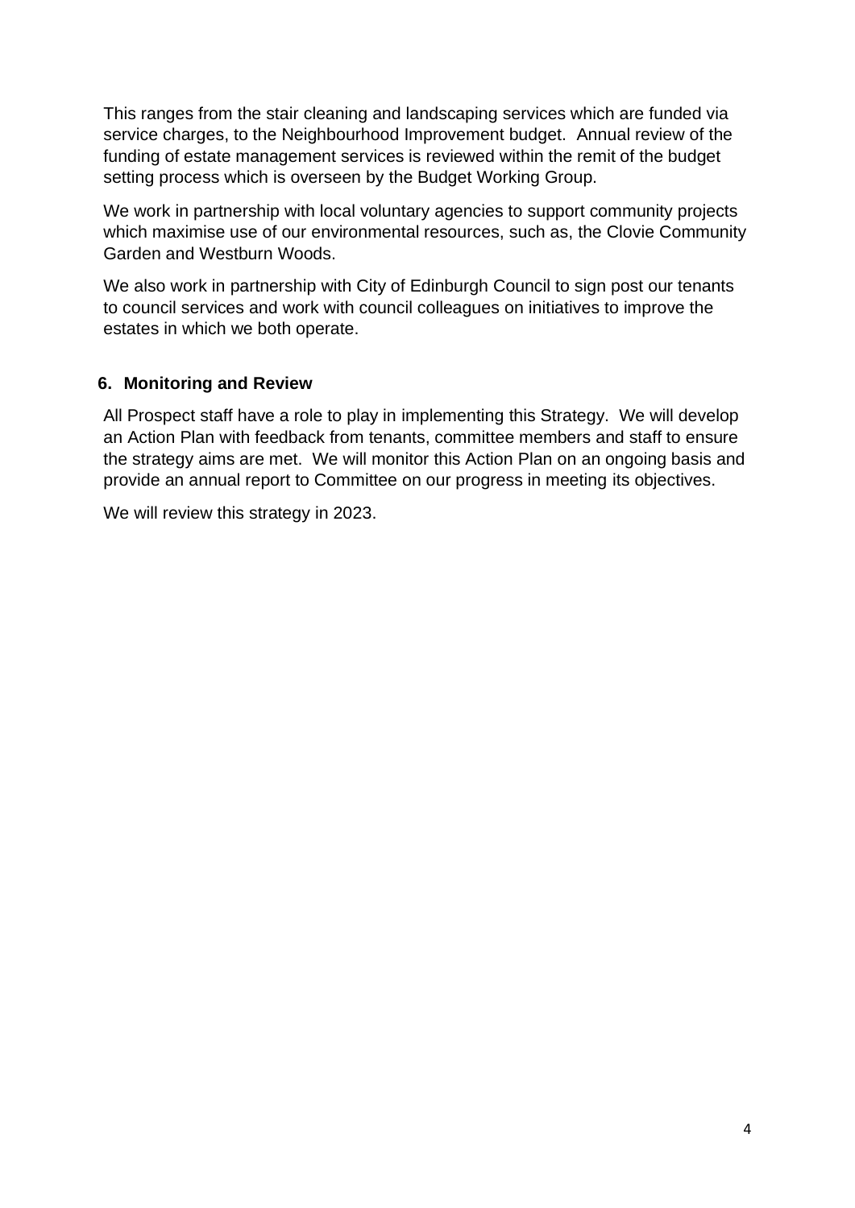This ranges from the stair cleaning and landscaping services which are funded via service charges, to the Neighbourhood Improvement budget. Annual review of the funding of estate management services is reviewed within the remit of the budget setting process which is overseen by the Budget Working Group.

We work in partnership with local voluntary agencies to support community projects which maximise use of our environmental resources, such as, the Clovie Community Garden and Westburn Woods.

We also work in partnership with City of Edinburgh Council to sign post our tenants to council services and work with council colleagues on initiatives to improve the estates in which we both operate.

## 6. Monitoring and Review

All Prospect staff have a role to play in implementing this Strategy. We will develop an Action Plan with feedback from tenants, committee members and staff to ensure the strategy aims are met. We will monitor this Action Plan on an ongoing basis and provide an annual report to Committee on our progress in meeting its objectives.

We will review this strategy in 2023.